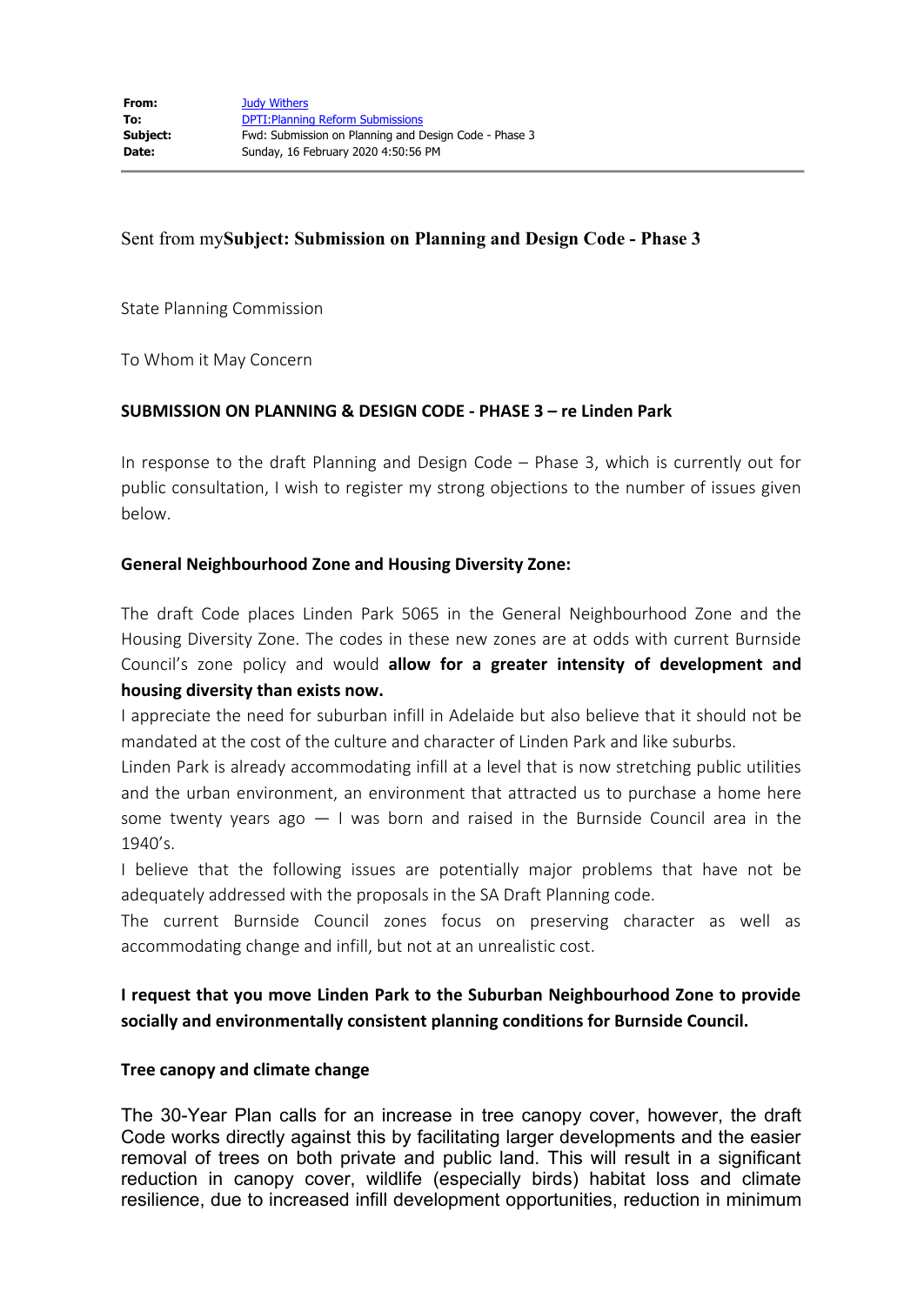| | |
|---|---|
| **From:** | Judy Withers |
| **To:** | DPTI:Planning Reform Submissions |
| **Subject:** | Fwd: Submission on Planning and Design Code - Phase 3 |
| **Date:** | Sunday, 16 February 2020 4:50:56 PM |

Sent from my**Subject: Submission on Planning and Design Code - Phase 3**

State Planning Commission

To Whom it May Concern

**SUBMISSION ON PLANNING & DESIGN CODE - PHASE 3 – re Linden Park**

In response to the draft Planning and Design Code – Phase 3, which is currently out for public consultation, I wish to register my strong objections to the number of issues given below.

**General Neighbourhood Zone and Housing Diversity Zone:**

The draft Code places Linden Park 5065 in the General Neighbourhood Zone and the Housing Diversity Zone. The codes in these new zones are at odds with current Burnside Council's zone policy and would **allow for a greater intensity of development and housing diversity than exists now.**

I appreciate the need for suburban infill in Adelaide but also believe that it should not be mandated at the cost of the culture and character of Linden Park and like suburbs.

Linden Park is already accommodating infill at a level that is now stretching public utilities and the urban environment, an environment that attracted us to purchase a home here some twenty years ago — I was born and raised in the Burnside Council area in the 1940's.

I believe that the following issues are potentially major problems that have not be adequately addressed with the proposals in the SA Draft Planning code.

The current Burnside Council zones focus on preserving character as well as accommodating change and infill, but not at an unrealistic cost.

**I request that you move Linden Park to the Suburban Neighbourhood Zone to provide socially and environmentally consistent planning conditions for Burnside Council.**

**Tree canopy and climate change**

The 30-Year Plan calls for an increase in tree canopy cover, however, the draft Code works directly against this by facilitating larger developments and the easier removal of trees on both private and public land. This will result in a significant reduction in canopy cover, wildlife (especially birds) habitat loss and climate resilience, due to increased infill development opportunities, reduction in minimum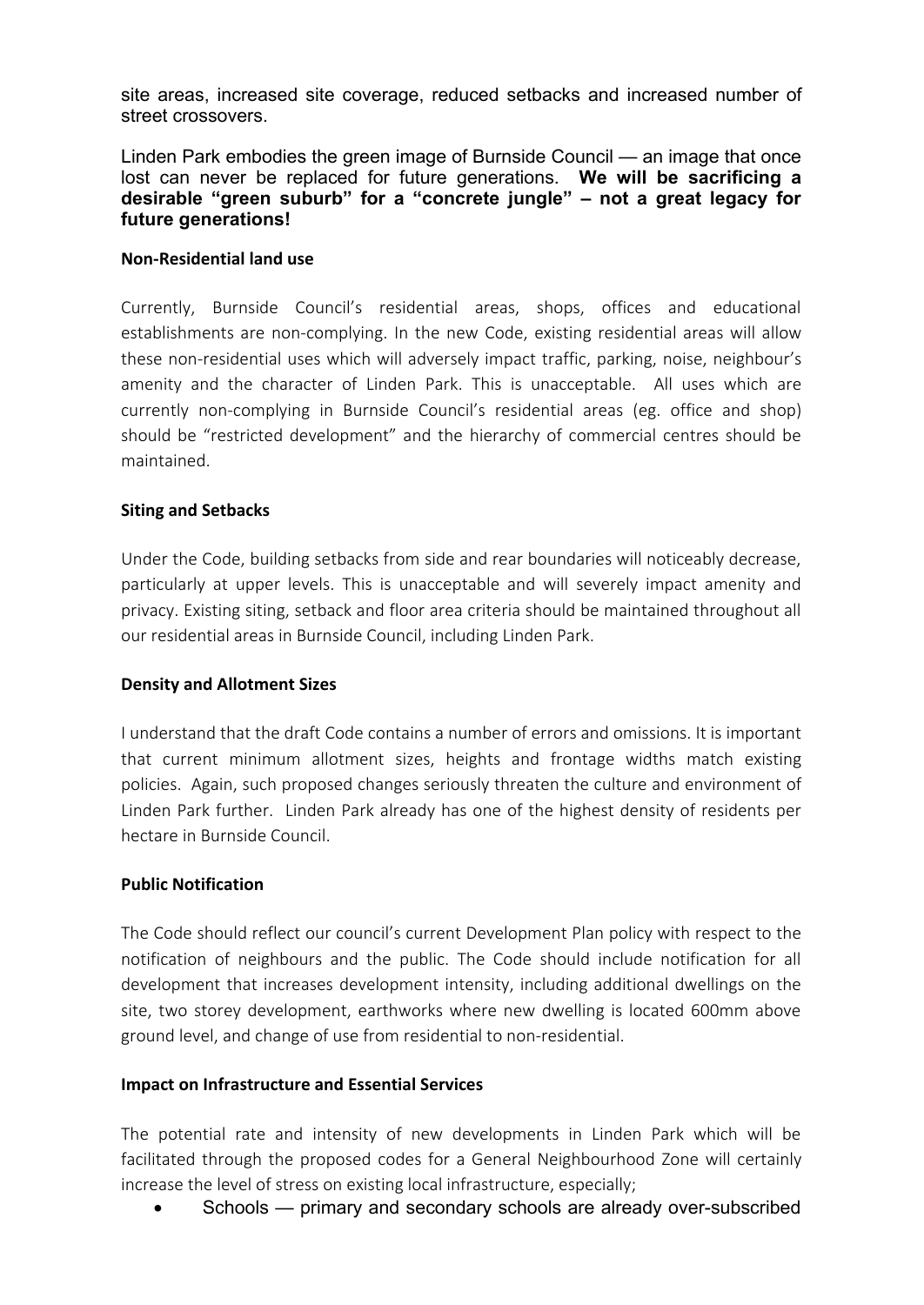site areas, increased site coverage, reduced setbacks and increased number of street crossovers.

Linden Park embodies the green image of Burnside Council — an image that once lost can never be replaced for future generations. **We will be sacrificing a desirable "green suburb" for a "concrete jungle" – not a great legacy for future generations!**

**Non-Residential land use**

Currently, Burnside Council's residential areas, shops, offices and educational establishments are non-complying. In the new Code, existing residential areas will allow these non-residential uses which will adversely impact traffic, parking, noise, neighbour's amenity and the character of Linden Park. This is unacceptable. All uses which are currently non-complying in Burnside Council's residential areas (eg. office and shop) should be "restricted development" and the hierarchy of commercial centres should be maintained.

**Siting and Setbacks**

Under the Code, building setbacks from side and rear boundaries will noticeably decrease, particularly at upper levels. This is unacceptable and will severely impact amenity and privacy. Existing siting, setback and floor area criteria should be maintained throughout all our residential areas in Burnside Council, including Linden Park.

**Density and Allotment Sizes**

I understand that the draft Code contains a number of errors and omissions. It is important that current minimum allotment sizes, heights and frontage widths match existing policies. Again, such proposed changes seriously threaten the culture and environment of Linden Park further. Linden Park already has one of the highest density of residents per hectare in Burnside Council.

**Public Notification**

The Code should reflect our council's current Development Plan policy with respect to the notification of neighbours and the public. The Code should include notification for all development that increases development intensity, including additional dwellings on the site, two storey development, earthworks where new dwelling is located 600mm above ground level, and change of use from residential to non-residential.

**Impact on Infrastructure and Essential Services**

The potential rate and intensity of new developments in Linden Park which will be facilitated through the proposed codes for a General Neighbourhood Zone will certainly increase the level of stress on existing local infrastructure, especially;

- Schools — primary and secondary schools are already over-subscribed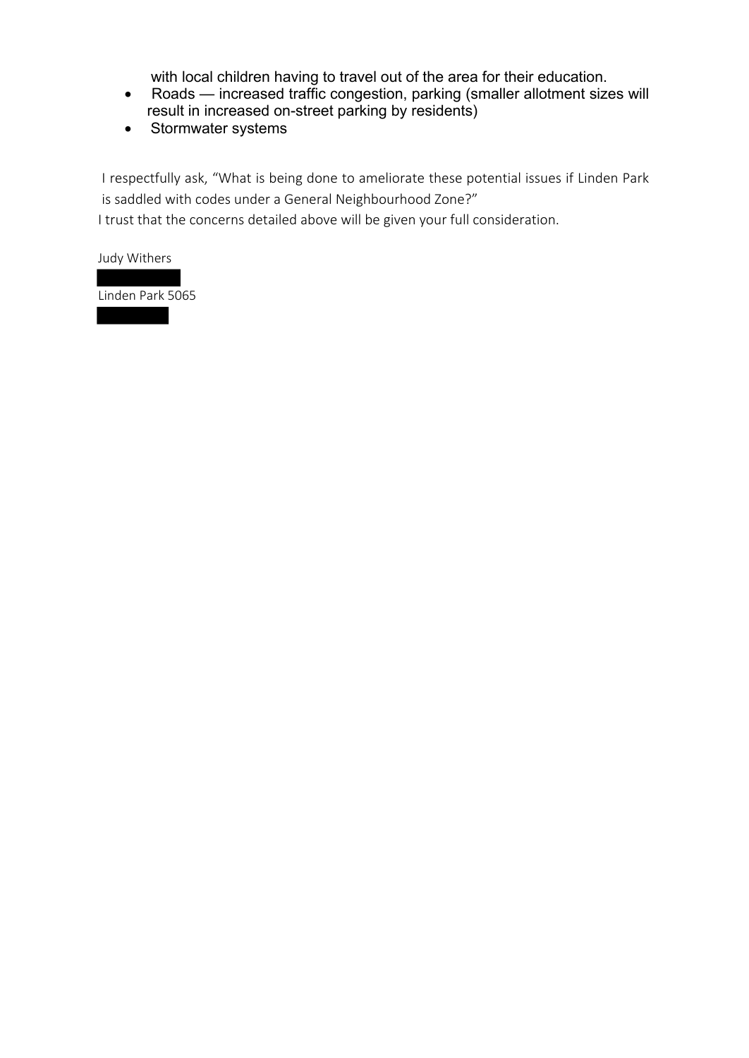with local children having to travel out of the area for their education.

- Roads — increased traffic congestion, parking (smaller allotment sizes will result in increased on-street parking by residents)
- Stormwater systems

I respectfully ask, "What is being done to ameliorate these potential issues if Linden Park is saddled with codes under a General Neighbourhood Zone?"

I trust that the concerns detailed above will be given your full consideration.

Judy Withers

Linden Park 5065